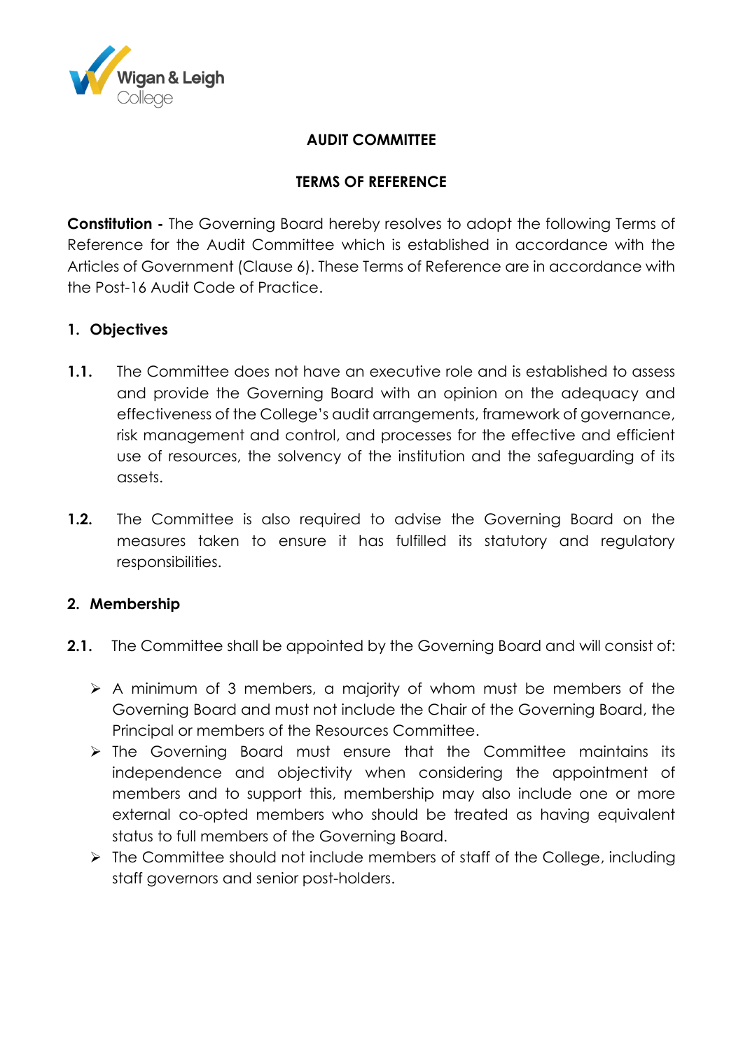# AUDIT COMMITTEE

## TERMS OF REFERENCE

**Constitution -** The Governing Board hereby resolves to adopt the following Terms of Reference for the Audit Committee which is established in accordance with the Articles of Government (Clause 6). These Terms of Reference are in accordance with the Post-16 Audit Code of Practice.

### 1. Objectives

**1.1.** The Committee does not have an executive role and is established to assess and provide the Governing Board with an opinion on the adequacy and effectiveness of the College's audit arrangements, framework of governance, risk management and control, and processes for the effective and efficient use of resources, the solvency of the institution and the safeguarding of its assets.

**1.2.** The Committee is also required to advise the Governing Board on the measures taken to ensure it has fulfilled its statutory and regulatory responsibilities.

### 2. Membership

**2.1.** The Committee shall be appointed by the Governing Board and will consist of:

- A minimum of 3 members, a majority of whom must be members of the Governing Board and must not include the Chair of the Governing Board, the Principal or members of the Resources Committee.
- The Governing Board must ensure that the Committee maintains its independence and objectivity when considering the appointment of members and to support this, membership may also include one or more external co-opted members who should be treated as having equivalent status to full members of the Governing Board.
- The Committee should not include members of staff of the College, including staff governors and senior post-holders.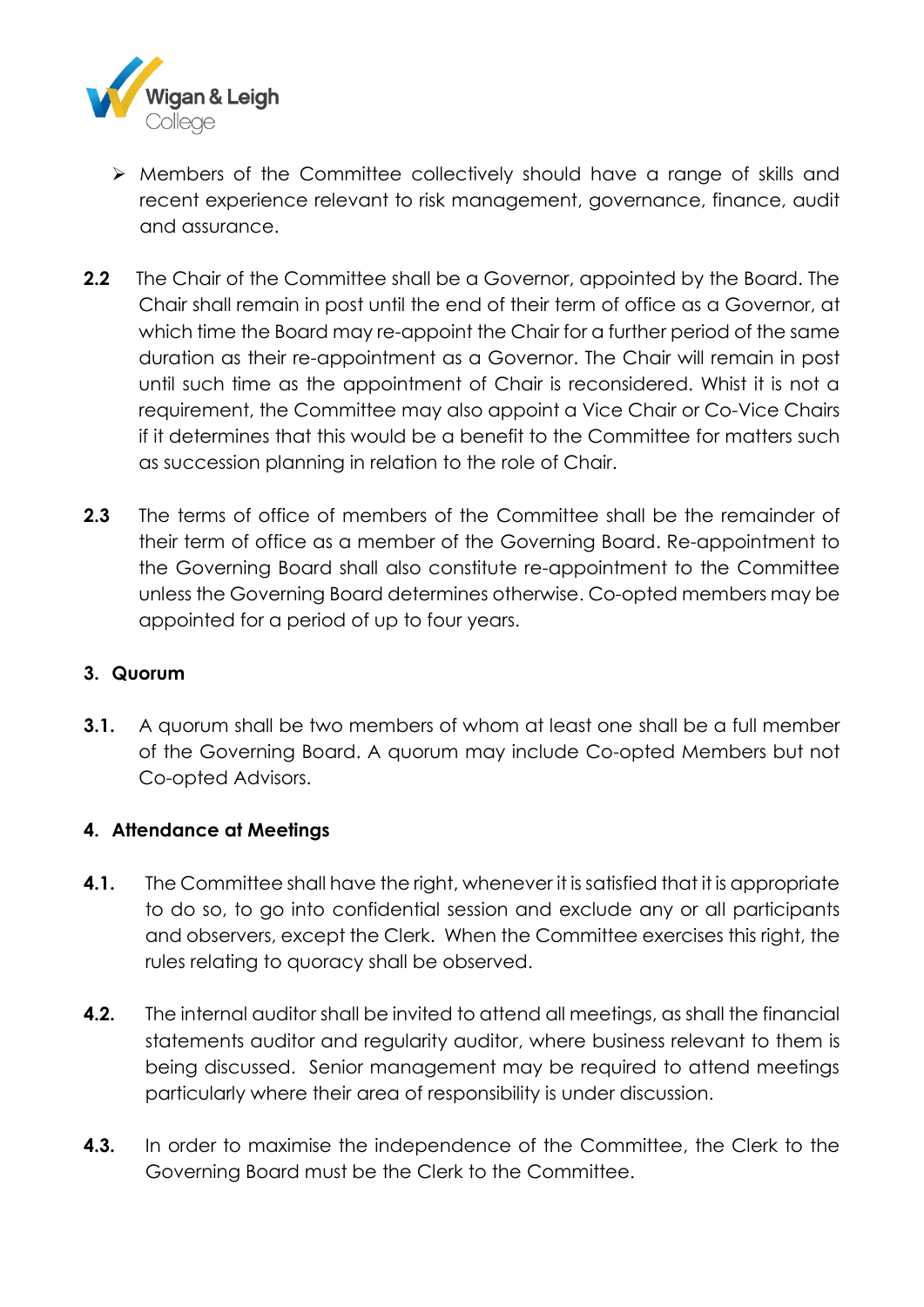- Members of the Committee collectively should have a range of skills and recent experience relevant to risk management, governance, finance, audit and assurance.

**2.2** The Chair of the Committee shall be a Governor, appointed by the Board. The Chair shall remain in post until the end of their term of office as a Governor, at which time the Board may re-appoint the Chair for a further period of the same duration as their re-appointment as a Governor. The Chair will remain in post until such time as the appointment of Chair is reconsidered. Whist it is not a requirement, the Committee may also appoint a Vice Chair or Co-Vice Chairs if it determines that this would be a benefit to the Committee for matters such as succession planning in relation to the role of Chair.

**2.3** The terms of office of members of the Committee shall be the remainder of their term of office as a member of the Governing Board. Re-appointment to the Governing Board shall also constitute re-appointment to the Committee unless the Governing Board determines otherwise. Co-opted members may be appointed for a period of up to four years.

## 3. Quorum

**3.1.** A quorum shall be two members of whom at least one shall be a full member of the Governing Board. A quorum may include Co-opted Members but not Co-opted Advisors.

## 4. Attendance at Meetings

**4.1.** The Committee shall have the right, whenever it is satisfied that it is appropriate to do so, to go into confidential session and exclude any or all participants and observers, except the Clerk. When the Committee exercises this right, the rules relating to quoracy shall be observed.

**4.2.** The internal auditor shall be invited to attend all meetings, as shall the financial statements auditor and regularity auditor, where business relevant to them is being discussed. Senior management may be required to attend meetings particularly where their area of responsibility is under discussion.

**4.3.** In order to maximise the independence of the Committee, the Clerk to the Governing Board must be the Clerk to the Committee.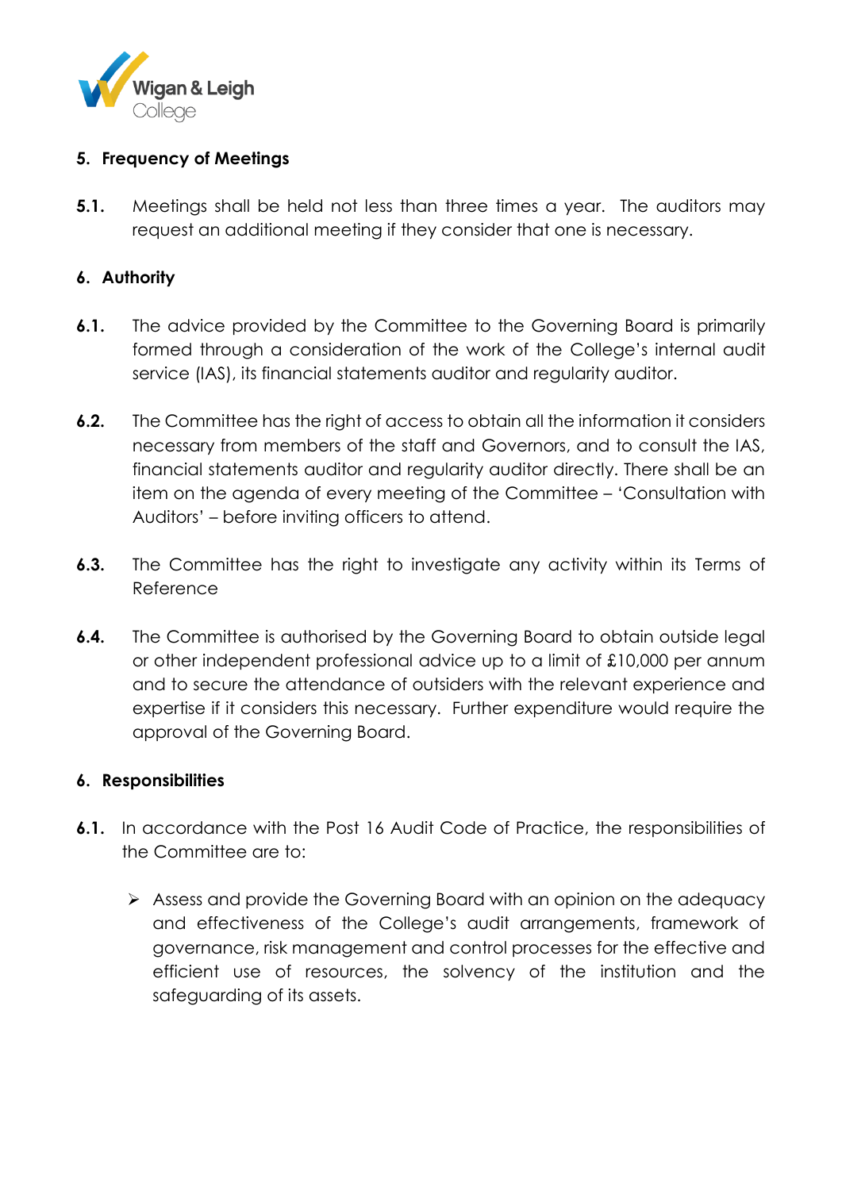## 5. Frequency of Meetings

**5.1.** Meetings shall be held not less than three times a year. The auditors may request an additional meeting if they consider that one is necessary.

## 6. Authority

**6.1.** The advice provided by the Committee to the Governing Board is primarily formed through a consideration of the work of the College's internal audit service (IAS), its financial statements auditor and regularity auditor.

**6.2.** The Committee has the right of access to obtain all the information it considers necessary from members of the staff and Governors, and to consult the IAS, financial statements auditor and regularity auditor directly. There shall be an item on the agenda of every meeting of the Committee – 'Consultation with Auditors' – before inviting officers to attend.

**6.3.** The Committee has the right to investigate any activity within its Terms of Reference

**6.4.** The Committee is authorised by the Governing Board to obtain outside legal or other independent professional advice up to a limit of £10,000 per annum and to secure the attendance of outsiders with the relevant experience and expertise if it considers this necessary. Further expenditure would require the approval of the Governing Board.

## 6. Responsibilities

**6.1.** In accordance with the Post 16 Audit Code of Practice, the responsibilities of the Committee are to:

- Assess and provide the Governing Board with an opinion on the adequacy and effectiveness of the College's audit arrangements, framework of governance, risk management and control processes for the effective and efficient use of resources, the solvency of the institution and the safeguarding of its assets.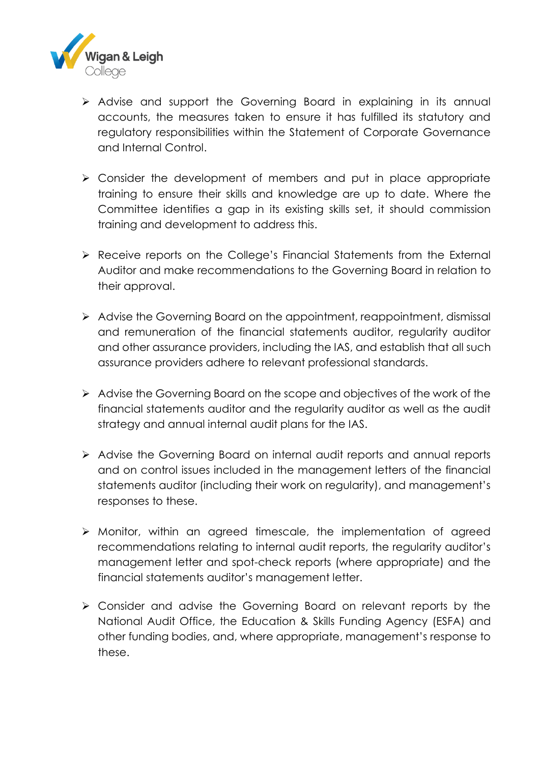- Advise and support the Governing Board in explaining in its annual accounts, the measures taken to ensure it has fulfilled its statutory and regulatory responsibilities within the Statement of Corporate Governance and Internal Control.

- Consider the development of members and put in place appropriate training to ensure their skills and knowledge are up to date. Where the Committee identifies a gap in its existing skills set, it should commission training and development to address this.

- Receive reports on the College's Financial Statements from the External Auditor and make recommendations to the Governing Board in relation to their approval.

- Advise the Governing Board on the appointment, reappointment, dismissal and remuneration of the financial statements auditor, regularity auditor and other assurance providers, including the IAS, and establish that all such assurance providers adhere to relevant professional standards.

- Advise the Governing Board on the scope and objectives of the work of the financial statements auditor and the regularity auditor as well as the audit strategy and annual internal audit plans for the IAS.

- Advise the Governing Board on internal audit reports and annual reports and on control issues included in the management letters of the financial statements auditor (including their work on regularity), and management's responses to these.

- Monitor, within an agreed timescale, the implementation of agreed recommendations relating to internal audit reports, the regularity auditor's management letter and spot-check reports (where appropriate) and the financial statements auditor's management letter.

- Consider and advise the Governing Board on relevant reports by the National Audit Office, the Education & Skills Funding Agency (ESFA) and other funding bodies, and, where appropriate, management's response to these.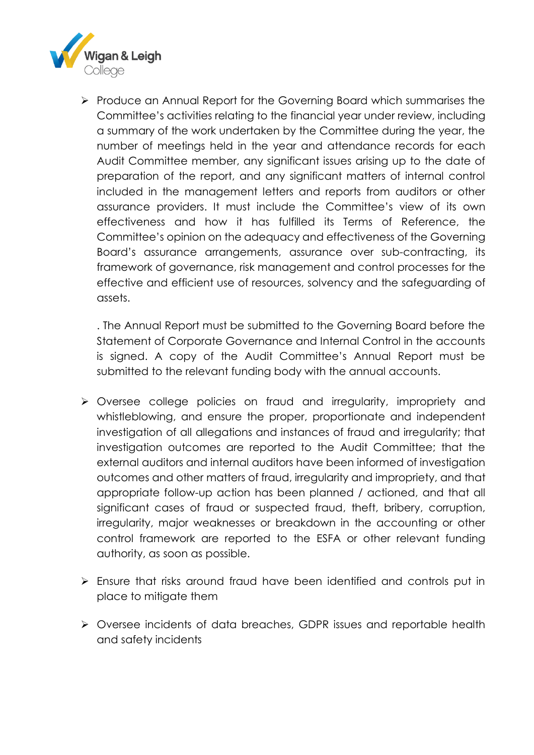- Produce an Annual Report for the Governing Board which summarises the Committee's activities relating to the financial year under review, including a summary of the work undertaken by the Committee during the year, the number of meetings held in the year and attendance records for each Audit Committee member, any significant issues arising up to the date of preparation of the report, and any significant matters of internal control included in the management letters and reports from auditors or other assurance providers. It must include the Committee's view of its own effectiveness and how it has fulfilled its Terms of Reference, the Committee's opinion on the adequacy and effectiveness of the Governing Board's assurance arrangements, assurance over sub-contracting, its framework of governance, risk management and control processes for the effective and efficient use of resources, solvency and the safeguarding of assets.

  . The Annual Report must be submitted to the Governing Board before the Statement of Corporate Governance and Internal Control in the accounts is signed. A copy of the Audit Committee's Annual Report must be submitted to the relevant funding body with the annual accounts.

- Oversee college policies on fraud and irregularity, impropriety and whistleblowing, and ensure the proper, proportionate and independent investigation of all allegations and instances of fraud and irregularity; that investigation outcomes are reported to the Audit Committee; that the external auditors and internal auditors have been informed of investigation outcomes and other matters of fraud, irregularity and impropriety, and that appropriate follow-up action has been planned / actioned, and that all significant cases of fraud or suspected fraud, theft, bribery, corruption, irregularity, major weaknesses or breakdown in the accounting or other control framework are reported to the ESFA or other relevant funding authority, as soon as possible.

- Ensure that risks around fraud have been identified and controls put in place to mitigate them

- Oversee incidents of data breaches, GDPR issues and reportable health and safety incidents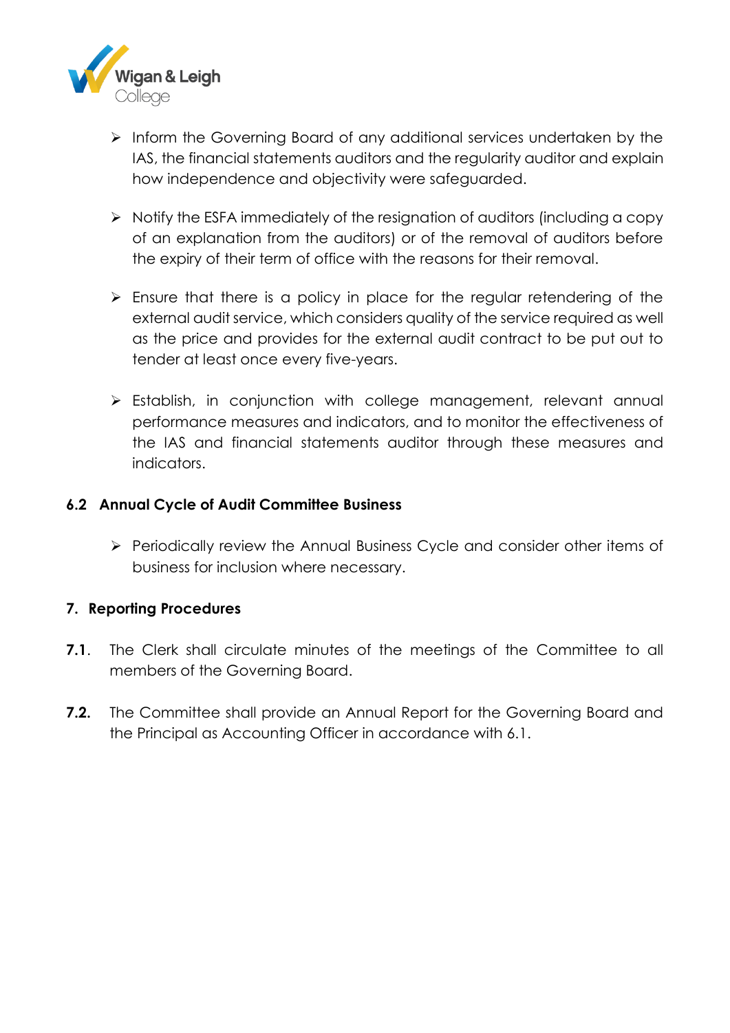- Inform the Governing Board of any additional services undertaken by the IAS, the financial statements auditors and the regularity auditor and explain how independence and objectivity were safeguarded.

- Notify the ESFA immediately of the resignation of auditors (including a copy of an explanation from the auditors) or of the removal of auditors before the expiry of their term of office with the reasons for their removal.

- Ensure that there is a policy in place for the regular retendering of the external audit service, which considers quality of the service required as well as the price and provides for the external audit contract to be put out to tender at least once every five-years.

- Establish, in conjunction with college management, relevant annual performance measures and indicators, and to monitor the effectiveness of the IAS and financial statements auditor through these measures and indicators.

### 6.2 Annual Cycle of Audit Committee Business

- Periodically review the Annual Business Cycle and consider other items of business for inclusion where necessary.

## 7. Reporting Procedures

**7.1.** The Clerk shall circulate minutes of the meetings of the Committee to all members of the Governing Board.

**7.2.** The Committee shall provide an Annual Report for the Governing Board and the Principal as Accounting Officer in accordance with 6.1.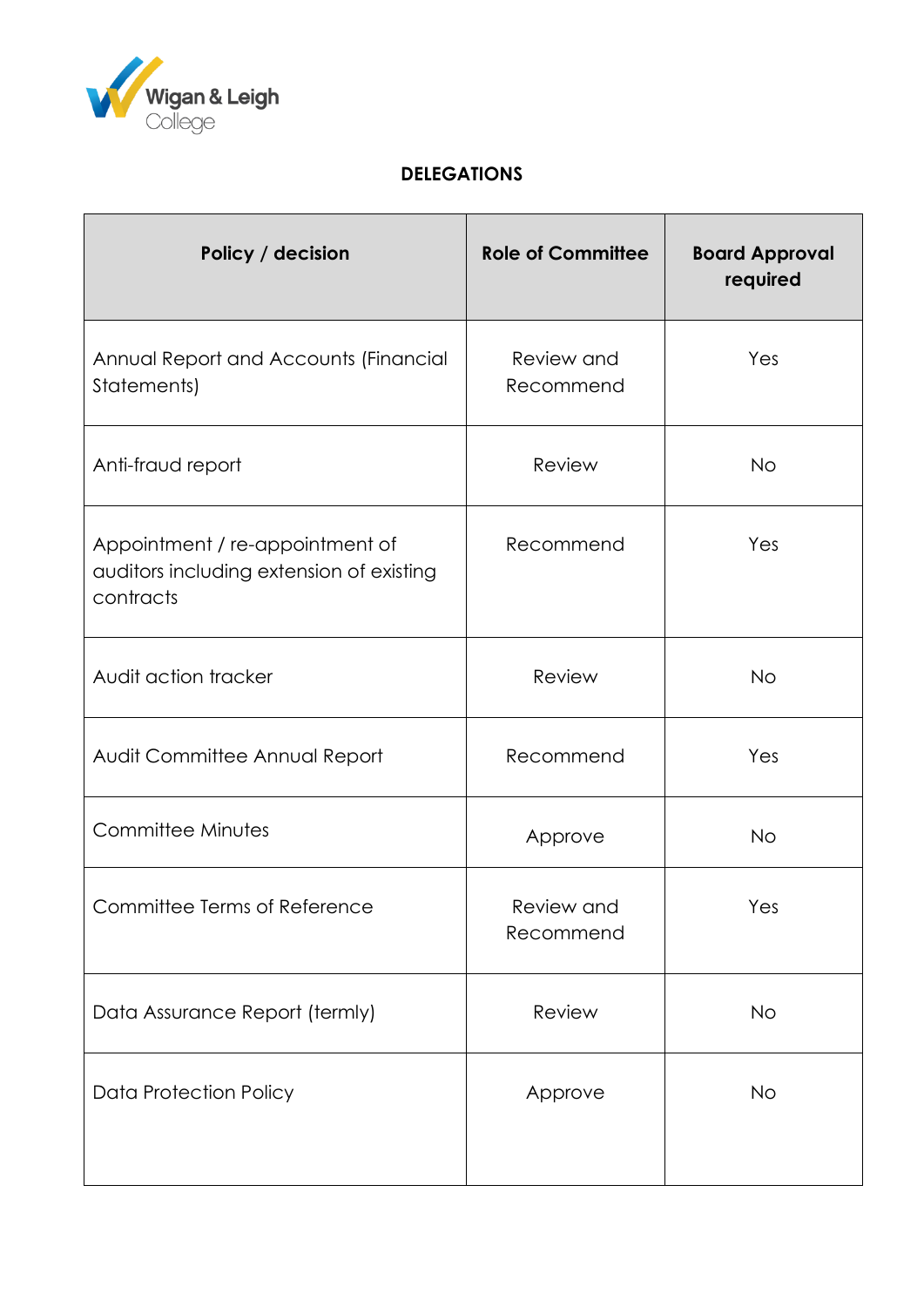**DELEGATIONS**

| Policy / decision | Role of Committee | Board Approval required |
| --- | --- | --- |
| Annual Report and Accounts (Financial Statements) | Review and Recommend | Yes |
| Anti-fraud report | Review | No |
| Appointment / re-appointment of auditors including extension of existing contracts | Recommend | Yes |
| Audit action tracker | Review | No |
| Audit Committee Annual Report | Recommend | Yes |
| Committee Minutes | Approve | No |
| Committee Terms of Reference | Review and Recommend | Yes |
| Data Assurance Report (termly) | Review | No |
| Data Protection Policy | Approve | No |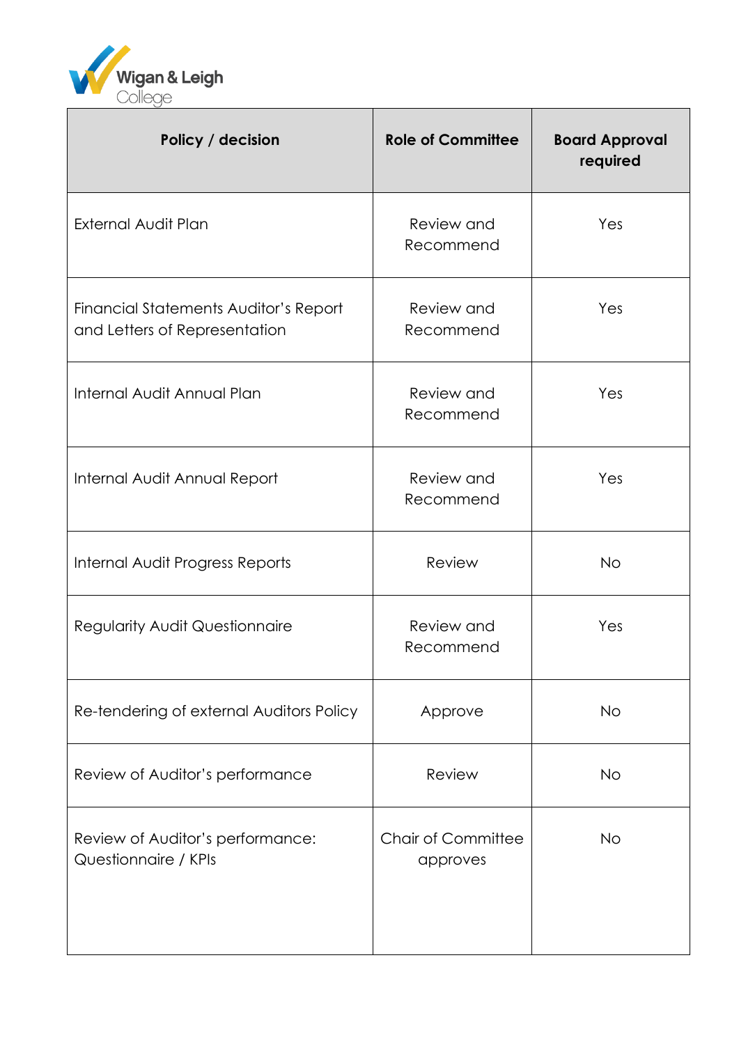| Policy / decision | Role of Committee | Board Approval required |
| --- | --- | --- |
| External Audit Plan | Review and Recommend | Yes |
| Financial Statements Auditor's Report and Letters of Representation | Review and Recommend | Yes |
| Internal Audit Annual Plan | Review and Recommend | Yes |
| Internal Audit Annual Report | Review and Recommend | Yes |
| Internal Audit Progress Reports | Review | No |
| Regularity Audit Questionnaire | Review and Recommend | Yes |
| Re-tendering of external Auditors Policy | Approve | No |
| Review of Auditor's performance | Review | No |
| Review of Auditor's performance: Questionnaire / KPIs | Chair of Committee approves | No |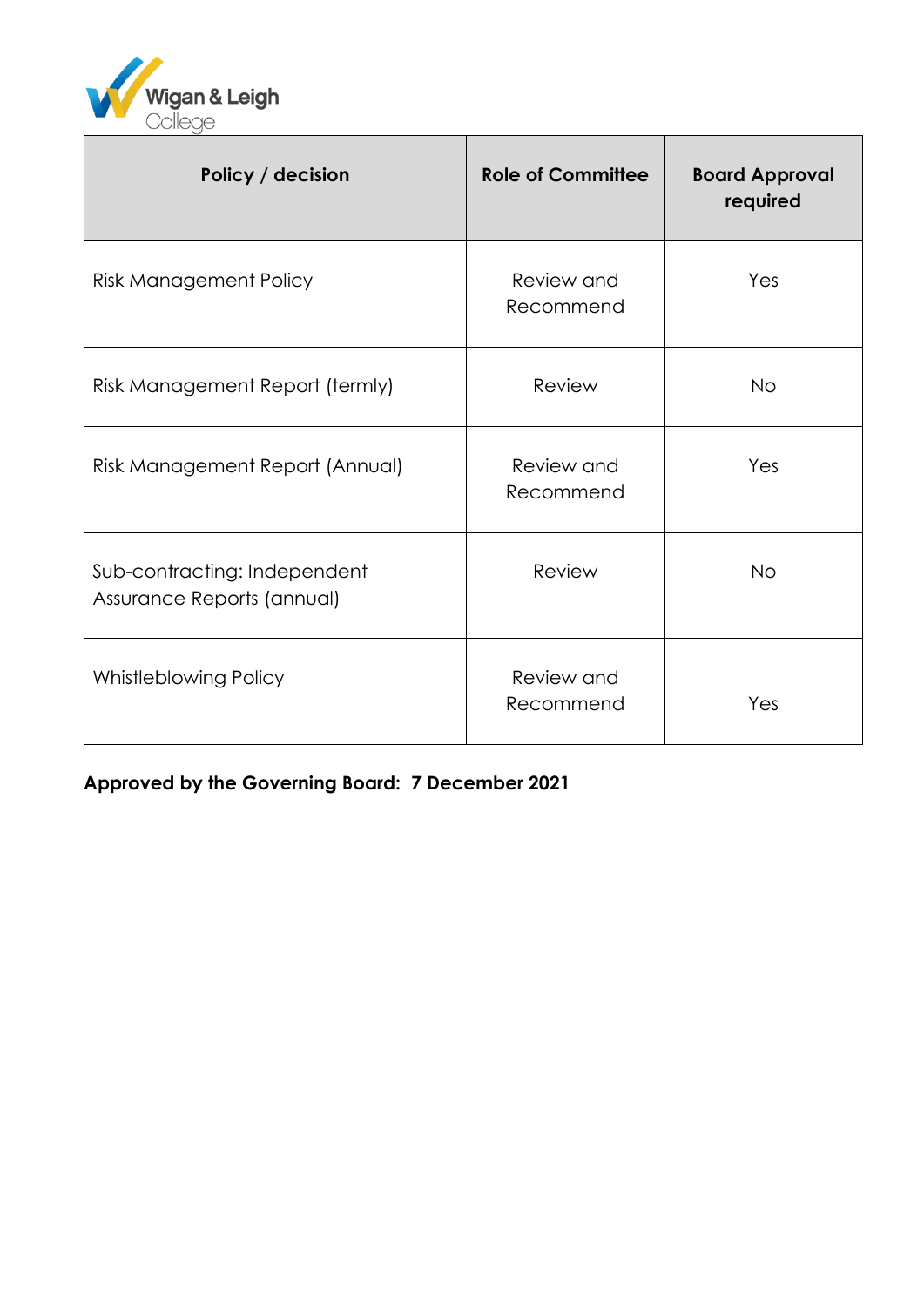| Policy / decision | Role of Committee | Board Approval required |
|---|---|---|
| Risk Management Policy | Review and Recommend | Yes |
| Risk Management Report (termly) | Review | No |
| Risk Management Report (Annual) | Review and Recommend | Yes |
| Sub-contracting: Independent Assurance Reports (annual) | Review | No |
| Whistleblowing Policy | Review and Recommend | Yes |

**Approved by the Governing Board: 7 December 2021**